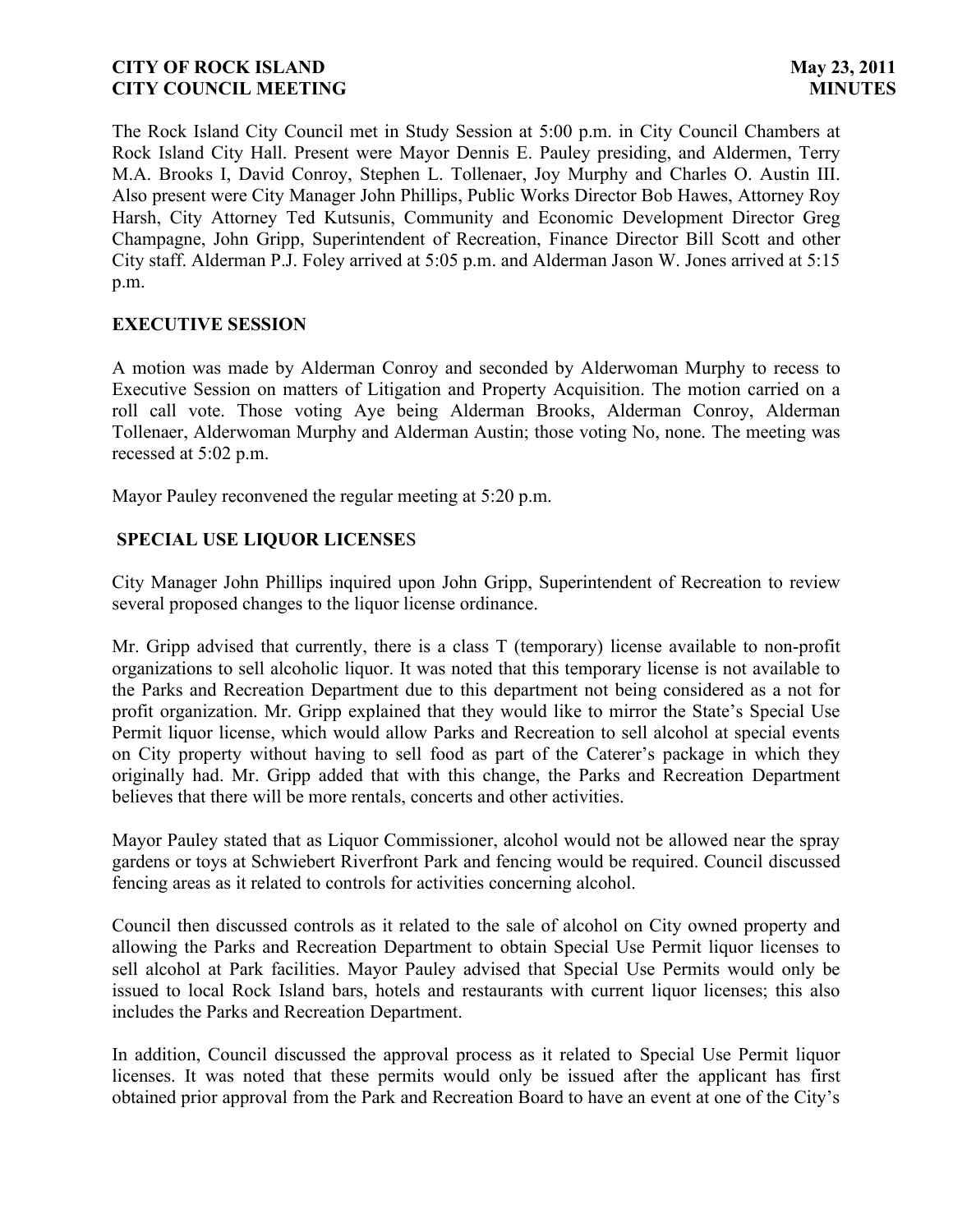The Rock Island City Council met in Study Session at 5:00 p.m. in City Council Chambers at Rock Island City Hall. Present were Mayor Dennis E. Pauley presiding, and Aldermen, Terry M.A. Brooks I, David Conroy, Stephen L. Tollenaer, Joy Murphy and Charles O. Austin III. Also present were City Manager John Phillips, Public Works Director Bob Hawes, Attorney Roy Harsh, City Attorney Ted Kutsunis, Community and Economic Development Director Greg Champagne, John Gripp, Superintendent of Recreation, Finance Director Bill Scott and other City staff. Alderman P.J. Foley arrived at 5:05 p.m. and Alderman Jason W. Jones arrived at 5:15 p.m.

## EXECUTIVE SESSION

A motion was made by Alderman Conroy and seconded by Alderwoman Murphy to recess to Executive Session on matters of Litigation and Property Acquisition. The motion carried on a roll call vote. Those voting Aye being Alderman Brooks, Alderman Conroy, Alderman Tollenaer, Alderwoman Murphy and Alderman Austin; those voting No, none. The meeting was recessed at 5:02 p.m.

Mayor Pauley reconvened the regular meeting at 5:20 p.m.

## SPECIAL USE LIQUOR LICENSES

City Manager John Phillips inquired upon John Gripp, Superintendent of Recreation to review several proposed changes to the liquor license ordinance.

Mr. Gripp advised that currently, there is a class T (temporary) license available to non-profit organizations to sell alcoholic liquor. It was noted that this temporary license is not available to the Parks and Recreation Department due to this department not being considered as a not for profit organization. Mr. Gripp explained that they would like to mirror the State's Special Use Permit liquor license, which would allow Parks and Recreation to sell alcohol at special events on City property without having to sell food as part of the Caterer's package in which they originally had. Mr. Gripp added that with this change, the Parks and Recreation Department believes that there will be more rentals, concerts and other activities.

Mayor Pauley stated that as Liquor Commissioner, alcohol would not be allowed near the spray gardens or toys at Schwiebert Riverfront Park and fencing would be required. Council discussed fencing areas as it related to controls for activities concerning alcohol.

Council then discussed controls as it related to the sale of alcohol on City owned property and allowing the Parks and Recreation Department to obtain Special Use Permit liquor licenses to sell alcohol at Park facilities. Mayor Pauley advised that Special Use Permits would only be issued to local Rock Island bars, hotels and restaurants with current liquor licenses; this also includes the Parks and Recreation Department.

In addition, Council discussed the approval process as it related to Special Use Permit liquor licenses. It was noted that these permits would only be issued after the applicant has first obtained prior approval from the Park and Recreation Board to have an event at one of the City's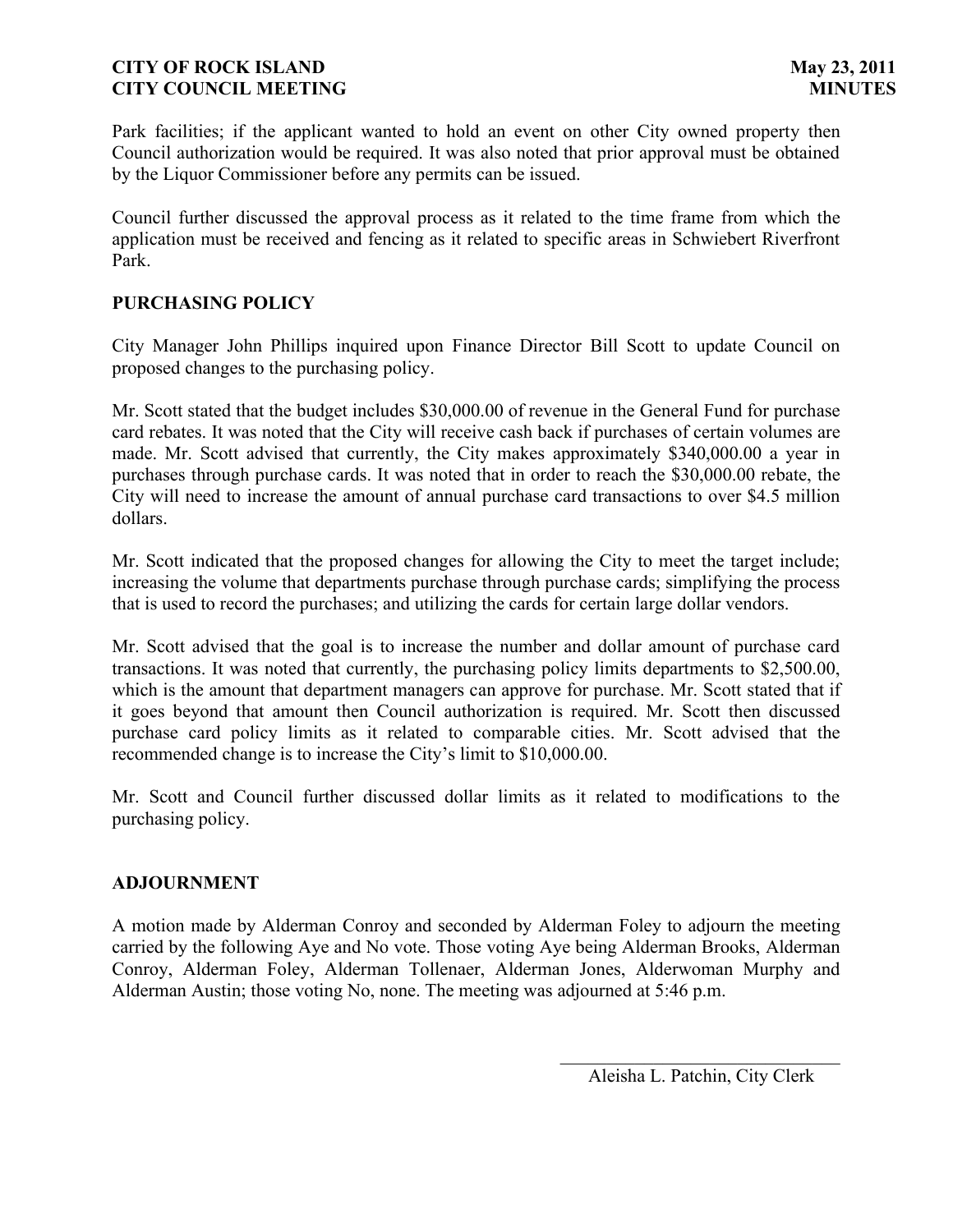Park facilities; if the applicant wanted to hold an event on other City owned property then Council authorization would be required. It was also noted that prior approval must be obtained by the Liquor Commissioner before any permits can be issued.

Council further discussed the approval process as it related to the time frame from which the application must be received and fencing as it related to specific areas in Schwiebert Riverfront Park.

**PURCHASING POLICY**

City Manager John Phillips inquired upon Finance Director Bill Scott to update Council on proposed changes to the purchasing policy.

Mr. Scott stated that the budget includes $30,000.00 of revenue in the General Fund for purchase card rebates. It was noted that the City will receive cash back if purchases of certain volumes are made. Mr. Scott advised that currently, the City makes approximately $340,000.00 a year in purchases through purchase cards. It was noted that in order to reach the $30,000.00 rebate, the City will need to increase the amount of annual purchase card transactions to over $4.5 million dollars.

Mr. Scott indicated that the proposed changes for allowing the City to meet the target include; increasing the volume that departments purchase through purchase cards; simplifying the process that is used to record the purchases; and utilizing the cards for certain large dollar vendors.

Mr. Scott advised that the goal is to increase the number and dollar amount of purchase card transactions. It was noted that currently, the purchasing policy limits departments to $2,500.00, which is the amount that department managers can approve for purchase. Mr. Scott stated that if it goes beyond that amount then Council authorization is required. Mr. Scott then discussed purchase card policy limits as it related to comparable cities. Mr. Scott advised that the recommended change is to increase the City's limit to $10,000.00.

Mr. Scott and Council further discussed dollar limits as it related to modifications to the purchasing policy.

**ADJOURNMENT**

A motion made by Alderman Conroy and seconded by Alderman Foley to adjourn the meeting carried by the following Aye and No vote. Those voting Aye being Alderman Brooks, Alderman Conroy, Alderman Foley, Alderman Tollenaer, Alderman Jones, Alderwoman Murphy and Alderman Austin; those voting No, none. The meeting was adjourned at 5:46 p.m.

Aleisha L. Patchin, City Clerk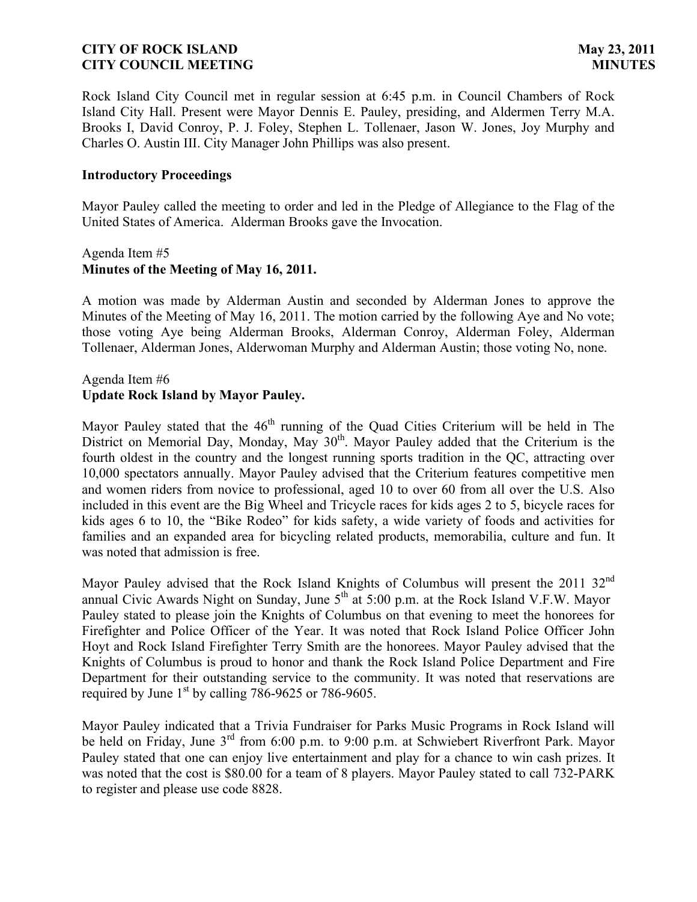Rock Island City Council met in regular session at 6:45 p.m. in Council Chambers of Rock Island City Hall. Present were Mayor Dennis E. Pauley, presiding, and Aldermen Terry M.A. Brooks I, David Conroy, P. J. Foley, Stephen L. Tollenaer, Jason W. Jones, Joy Murphy and Charles O. Austin III. City Manager John Phillips was also present.

## Introductory Proceedings

Mayor Pauley called the meeting to order and led in the Pledge of Allegiance to the Flag of the United States of America. Alderman Brooks gave the Invocation.

Agenda Item #5
**Minutes of the Meeting of May 16, 2011.**

A motion was made by Alderman Austin and seconded by Alderman Jones to approve the Minutes of the Meeting of May 16, 2011. The motion carried by the following Aye and No vote; those voting Aye being Alderman Brooks, Alderman Conroy, Alderman Foley, Alderman Tollenaer, Alderman Jones, Alderwoman Murphy and Alderman Austin; those voting No, none.

Agenda Item #6
**Update Rock Island by Mayor Pauley.**

Mayor Pauley stated that the 46th running of the Quad Cities Criterium will be held in The District on Memorial Day, Monday, May 30th. Mayor Pauley added that the Criterium is the fourth oldest in the country and the longest running sports tradition in the QC, attracting over 10,000 spectators annually. Mayor Pauley advised that the Criterium features competitive men and women riders from novice to professional, aged 10 to over 60 from all over the U.S. Also included in this event are the Big Wheel and Tricycle races for kids ages 2 to 5, bicycle races for kids ages 6 to 10, the "Bike Rodeo" for kids safety, a wide variety of foods and activities for families and an expanded area for bicycling related products, memorabilia, culture and fun. It was noted that admission is free.

Mayor Pauley advised that the Rock Island Knights of Columbus will present the 2011 32nd annual Civic Awards Night on Sunday, June 5th at 5:00 p.m. at the Rock Island V.F.W. Mayor Pauley stated to please join the Knights of Columbus on that evening to meet the honorees for Firefighter and Police Officer of the Year. It was noted that Rock Island Police Officer John Hoyt and Rock Island Firefighter Terry Smith are the honorees. Mayor Pauley advised that the Knights of Columbus is proud to honor and thank the Rock Island Police Department and Fire Department for their outstanding service to the community. It was noted that reservations are required by June 1st by calling 786-9625 or 786-9605.

Mayor Pauley indicated that a Trivia Fundraiser for Parks Music Programs in Rock Island will be held on Friday, June 3rd from 6:00 p.m. to 9:00 p.m. at Schwiebert Riverfront Park. Mayor Pauley stated that one can enjoy live entertainment and play for a chance to win cash prizes. It was noted that the cost is $80.00 for a team of 8 players. Mayor Pauley stated to call 732-PARK to register and please use code 8828.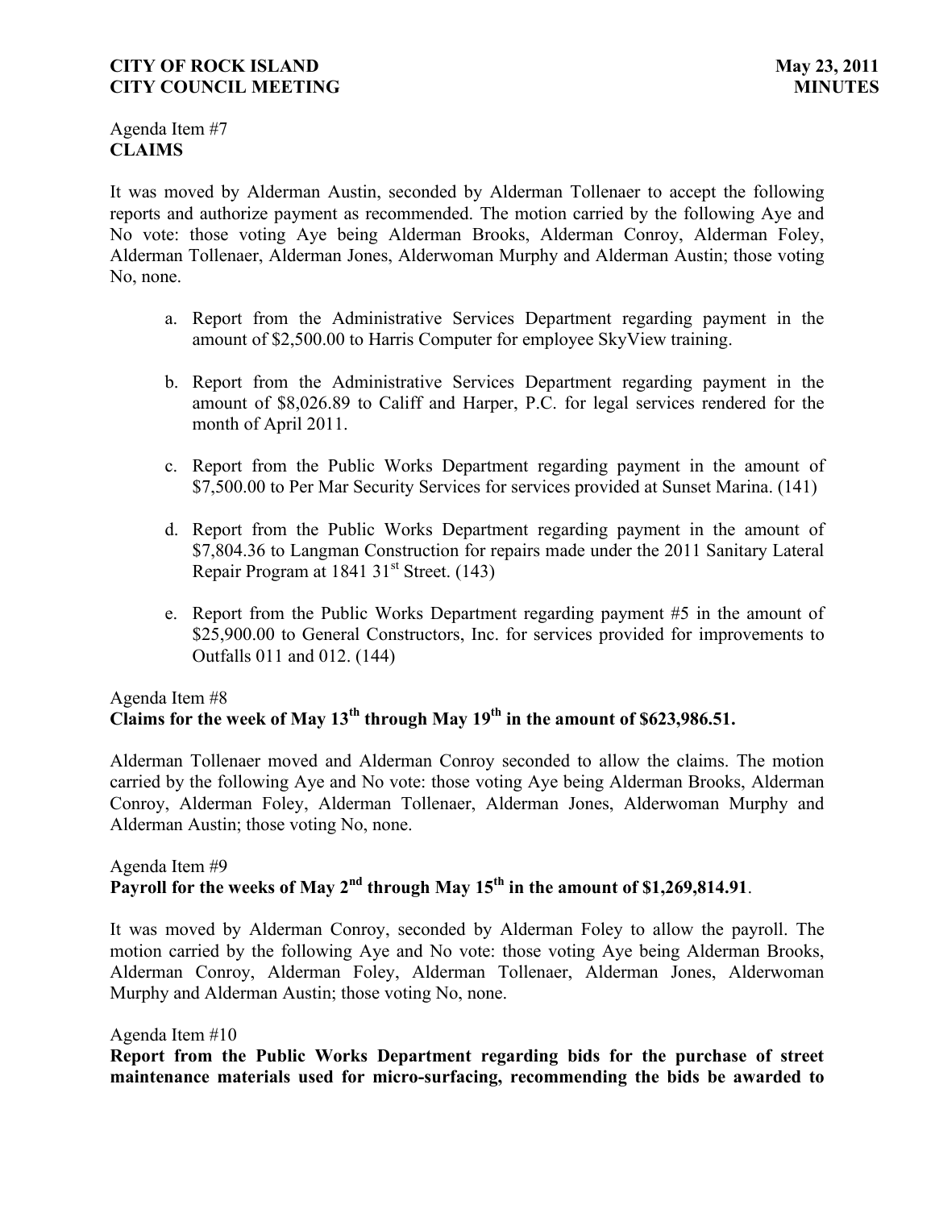Agenda Item #7
**CLAIMS**

It was moved by Alderman Austin, seconded by Alderman Tollenaer to accept the following reports and authorize payment as recommended. The motion carried by the following Aye and No vote: those voting Aye being Alderman Brooks, Alderman Conroy, Alderman Foley, Alderman Tollenaer, Alderman Jones, Alderwoman Murphy and Alderman Austin; those voting No, none.

a. Report from the Administrative Services Department regarding payment in the amount of $2,500.00 to Harris Computer for employee SkyView training.

b. Report from the Administrative Services Department regarding payment in the amount of $8,026.89 to Califf and Harper, P.C. for legal services rendered for the month of April 2011.

c. Report from the Public Works Department regarding payment in the amount of $7,500.00 to Per Mar Security Services for services provided at Sunset Marina. (141)

d. Report from the Public Works Department regarding payment in the amount of $7,804.36 to Langman Construction for repairs made under the 2011 Sanitary Lateral Repair Program at 1841 31st Street. (143)

e. Report from the Public Works Department regarding payment #5 in the amount of $25,900.00 to General Constructors, Inc. for services provided for improvements to Outfalls 011 and 012. (144)

Agenda Item #8
**Claims for the week of May 13th through May 19th in the amount of $623,986.51.**

Alderman Tollenaer moved and Alderman Conroy seconded to allow the claims. The motion carried by the following Aye and No vote: those voting Aye being Alderman Brooks, Alderman Conroy, Alderman Foley, Alderman Tollenaer, Alderman Jones, Alderwoman Murphy and Alderman Austin; those voting No, none.

Agenda Item #9
**Payroll for the weeks of May 2nd through May 15th in the amount of $1,269,814.91**.

It was moved by Alderman Conroy, seconded by Alderman Foley to allow the payroll. The motion carried by the following Aye and No vote: those voting Aye being Alderman Brooks, Alderman Conroy, Alderman Foley, Alderman Tollenaer, Alderman Jones, Alderwoman Murphy and Alderman Austin; those voting No, none.

Agenda Item #10
**Report from the Public Works Department regarding bids for the purchase of street maintenance materials used for micro-surfacing, recommending the bids be awarded to**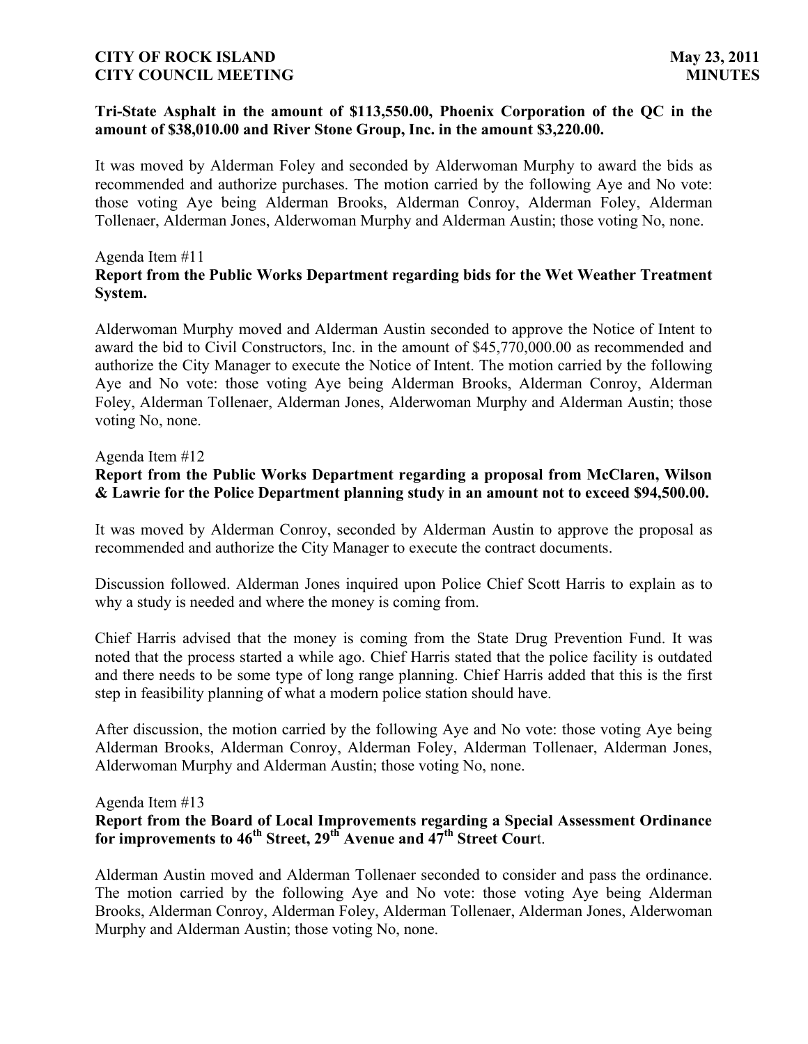**Tri-State Asphalt in the amount of $113,550.00, Phoenix Corporation of the QC in the amount of $38,010.00 and River Stone Group, Inc. in the amount $3,220.00.**

It was moved by Alderman Foley and seconded by Alderwoman Murphy to award the bids as recommended and authorize purchases. The motion carried by the following Aye and No vote: those voting Aye being Alderman Brooks, Alderman Conroy, Alderman Foley, Alderman Tollenaer, Alderman Jones, Alderwoman Murphy and Alderman Austin; those voting No, none.

Agenda Item #11

**Report from the Public Works Department regarding bids for the Wet Weather Treatment System.**

Alderwoman Murphy moved and Alderman Austin seconded to approve the Notice of Intent to award the bid to Civil Constructors, Inc. in the amount of $45,770,000.00 as recommended and authorize the City Manager to execute the Notice of Intent. The motion carried by the following Aye and No vote: those voting Aye being Alderman Brooks, Alderman Conroy, Alderman Foley, Alderman Tollenaer, Alderman Jones, Alderwoman Murphy and Alderman Austin; those voting No, none.

Agenda Item #12

**Report from the Public Works Department regarding a proposal from McClaren, Wilson & Lawrie for the Police Department planning study in an amount not to exceed $94,500.00.**

It was moved by Alderman Conroy, seconded by Alderman Austin to approve the proposal as recommended and authorize the City Manager to execute the contract documents.

Discussion followed. Alderman Jones inquired upon Police Chief Scott Harris to explain as to why a study is needed and where the money is coming from.

Chief Harris advised that the money is coming from the State Drug Prevention Fund. It was noted that the process started a while ago. Chief Harris stated that the police facility is outdated and there needs to be some type of long range planning. Chief Harris added that this is the first step in feasibility planning of what a modern police station should have.

After discussion, the motion carried by the following Aye and No vote: those voting Aye being Alderman Brooks, Alderman Conroy, Alderman Foley, Alderman Tollenaer, Alderman Jones, Alderwoman Murphy and Alderman Austin; those voting No, none.

Agenda Item #13

**Report from the Board of Local Improvements regarding a Special Assessment Ordinance for improvements to 46th Street, 29th Avenue and 47th Street Cour**t.

Alderman Austin moved and Alderman Tollenaer seconded to consider and pass the ordinance. The motion carried by the following Aye and No vote: those voting Aye being Alderman Brooks, Alderman Conroy, Alderman Foley, Alderman Tollenaer, Alderman Jones, Alderwoman Murphy and Alderman Austin; those voting No, none.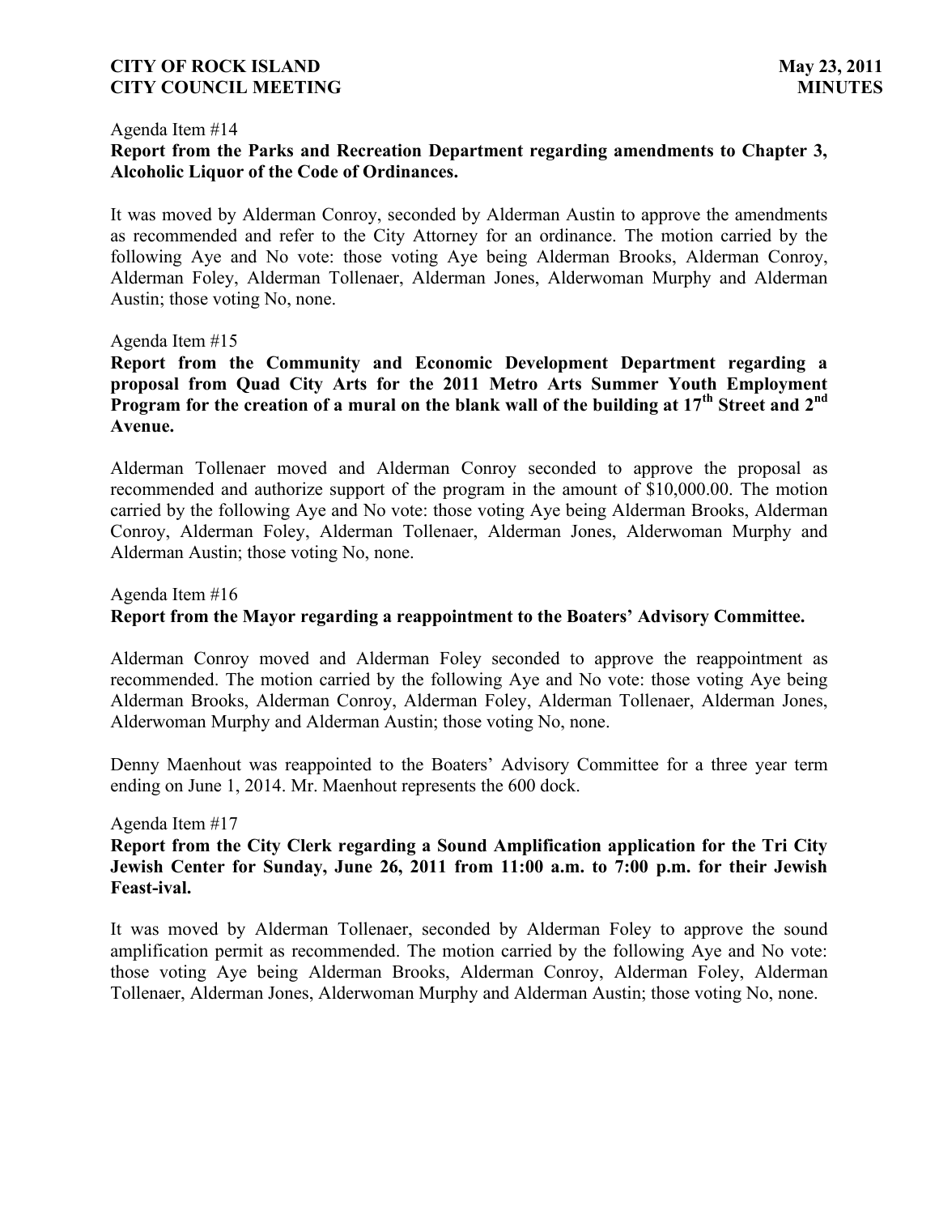Agenda Item #14

**Report from the Parks and Recreation Department regarding amendments to Chapter 3, Alcoholic Liquor of the Code of Ordinances.**

It was moved by Alderman Conroy, seconded by Alderman Austin to approve the amendments as recommended and refer to the City Attorney for an ordinance. The motion carried by the following Aye and No vote: those voting Aye being Alderman Brooks, Alderman Conroy, Alderman Foley, Alderman Tollenaer, Alderman Jones, Alderwoman Murphy and Alderman Austin; those voting No, none.

Agenda Item #15

**Report from the Community and Economic Development Department regarding a proposal from Quad City Arts for the 2011 Metro Arts Summer Youth Employment Program for the creation of a mural on the blank wall of the building at 17th Street and 2nd Avenue.**

Alderman Tollenaer moved and Alderman Conroy seconded to approve the proposal as recommended and authorize support of the program in the amount of $10,000.00. The motion carried by the following Aye and No vote: those voting Aye being Alderman Brooks, Alderman Conroy, Alderman Foley, Alderman Tollenaer, Alderman Jones, Alderwoman Murphy and Alderman Austin; those voting No, none.

Agenda Item #16

**Report from the Mayor regarding a reappointment to the Boaters' Advisory Committee.**

Alderman Conroy moved and Alderman Foley seconded to approve the reappointment as recommended. The motion carried by the following Aye and No vote: those voting Aye being Alderman Brooks, Alderman Conroy, Alderman Foley, Alderman Tollenaer, Alderman Jones, Alderwoman Murphy and Alderman Austin; those voting No, none.

Denny Maenhout was reappointed to the Boaters' Advisory Committee for a three year term ending on June 1, 2014. Mr. Maenhout represents the 600 dock.

Agenda Item #17

**Report from the City Clerk regarding a Sound Amplification application for the Tri City Jewish Center for Sunday, June 26, 2011 from 11:00 a.m. to 7:00 p.m. for their Jewish Feast-ival.**

It was moved by Alderman Tollenaer, seconded by Alderman Foley to approve the sound amplification permit as recommended. The motion carried by the following Aye and No vote: those voting Aye being Alderman Brooks, Alderman Conroy, Alderman Foley, Alderman Tollenaer, Alderman Jones, Alderwoman Murphy and Alderman Austin; those voting No, none.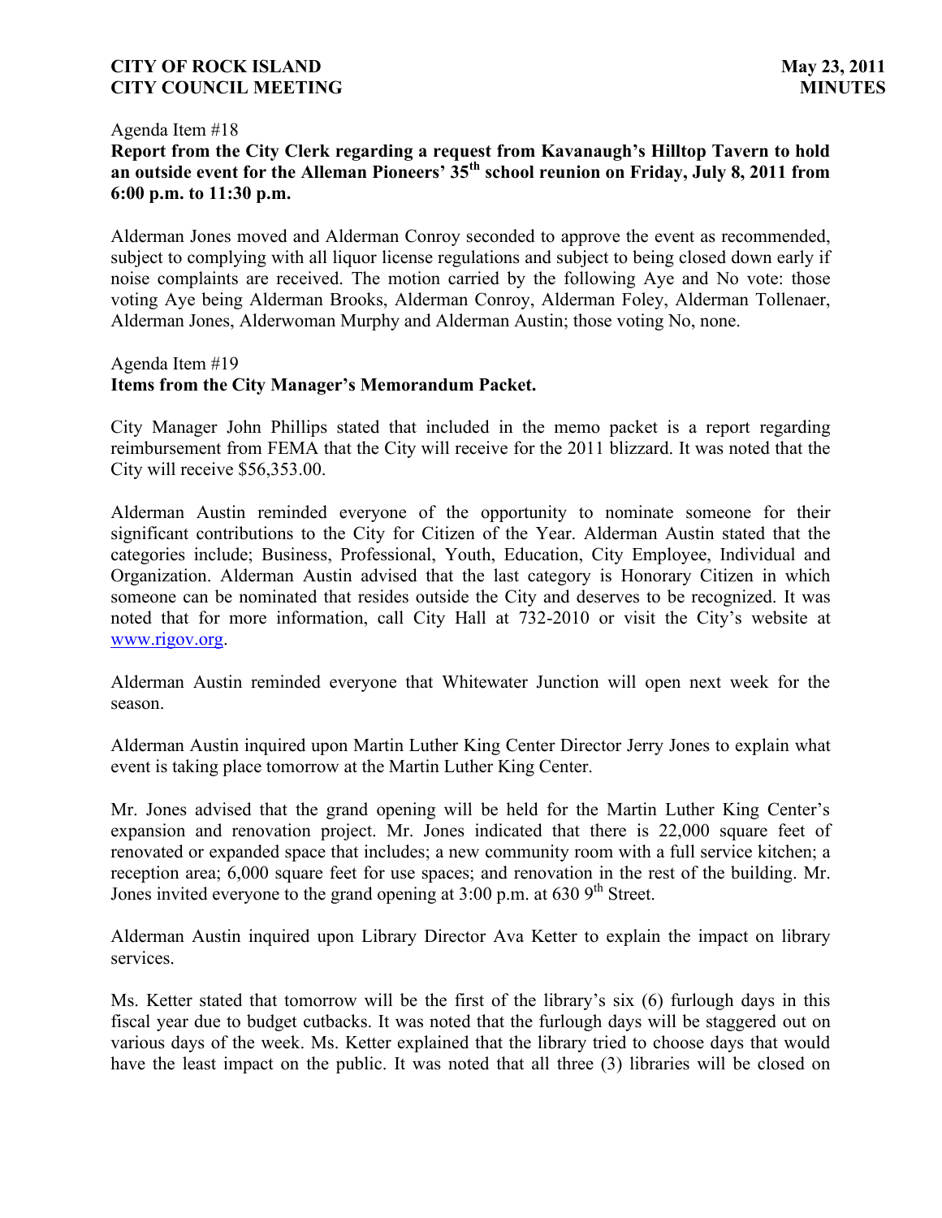Agenda Item #18

**Report from the City Clerk regarding a request from Kavanaugh's Hilltop Tavern to hold an outside event for the Alleman Pioneers' 35th school reunion on Friday, July 8, 2011 from 6:00 p.m. to 11:30 p.m.**

Alderman Jones moved and Alderman Conroy seconded to approve the event as recommended, subject to complying with all liquor license regulations and subject to being closed down early if noise complaints are received. The motion carried by the following Aye and No vote: those voting Aye being Alderman Brooks, Alderman Conroy, Alderman Foley, Alderman Tollenaer, Alderman Jones, Alderwoman Murphy and Alderman Austin; those voting No, none.

Agenda Item #19

**Items from the City Manager's Memorandum Packet.**

City Manager John Phillips stated that included in the memo packet is a report regarding reimbursement from FEMA that the City will receive for the 2011 blizzard. It was noted that the City will receive $56,353.00.

Alderman Austin reminded everyone of the opportunity to nominate someone for their significant contributions to the City for Citizen of the Year. Alderman Austin stated that the categories include; Business, Professional, Youth, Education, City Employee, Individual and Organization. Alderman Austin advised that the last category is Honorary Citizen in which someone can be nominated that resides outside the City and deserves to be recognized. It was noted that for more information, call City Hall at 732-2010 or visit the City's website at www.rigov.org.

Alderman Austin reminded everyone that Whitewater Junction will open next week for the season.

Alderman Austin inquired upon Martin Luther King Center Director Jerry Jones to explain what event is taking place tomorrow at the Martin Luther King Center.

Mr. Jones advised that the grand opening will be held for the Martin Luther King Center's expansion and renovation project. Mr. Jones indicated that there is 22,000 square feet of renovated or expanded space that includes; a new community room with a full service kitchen; a reception area; 6,000 square feet for use spaces; and renovation in the rest of the building. Mr. Jones invited everyone to the grand opening at 3:00 p.m. at 630 9th Street.

Alderman Austin inquired upon Library Director Ava Ketter to explain the impact on library services.

Ms. Ketter stated that tomorrow will be the first of the library's six (6) furlough days in this fiscal year due to budget cutbacks. It was noted that the furlough days will be staggered out on various days of the week. Ms. Ketter explained that the library tried to choose days that would have the least impact on the public. It was noted that all three (3) libraries will be closed on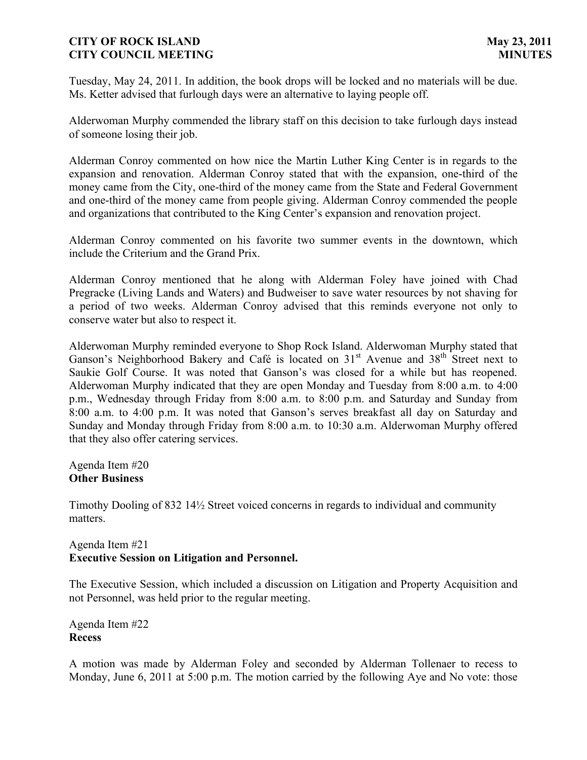Tuesday, May 24, 2011. In addition, the book drops will be locked and no materials will be due. Ms. Ketter advised that furlough days were an alternative to laying people off.

Alderwoman Murphy commended the library staff on this decision to take furlough days instead of someone losing their job.

Alderman Conroy commented on how nice the Martin Luther King Center is in regards to the expansion and renovation. Alderman Conroy stated that with the expansion, one-third of the money came from the City, one-third of the money came from the State and Federal Government and one-third of the money came from people giving. Alderman Conroy commended the people and organizations that contributed to the King Center's expansion and renovation project.

Alderman Conroy commented on his favorite two summer events in the downtown, which include the Criterium and the Grand Prix.

Alderman Conroy mentioned that he along with Alderman Foley have joined with Chad Pregracke (Living Lands and Waters) and Budweiser to save water resources by not shaving for a period of two weeks. Alderman Conroy advised that this reminds everyone not only to conserve water but also to respect it.

Alderwoman Murphy reminded everyone to Shop Rock Island. Alderwoman Murphy stated that Ganson's Neighborhood Bakery and Café is located on 31st Avenue and 38th Street next to Saukie Golf Course. It was noted that Ganson's was closed for a while but has reopened. Alderwoman Murphy indicated that they are open Monday and Tuesday from 8:00 a.m. to 4:00 p.m., Wednesday through Friday from 8:00 a.m. to 8:00 p.m. and Saturday and Sunday from 8:00 a.m. to 4:00 p.m. It was noted that Ganson's serves breakfast all day on Saturday and Sunday and Monday through Friday from 8:00 a.m. to 10:30 a.m. Alderwoman Murphy offered that they also offer catering services.

Agenda Item #20
**Other Business**

Timothy Dooling of 832 14½ Street voiced concerns in regards to individual and community matters.

Agenda Item #21
**Executive Session on Litigation and Personnel.**

The Executive Session, which included a discussion on Litigation and Property Acquisition and not Personnel, was held prior to the regular meeting.

Agenda Item #22
**Recess**

A motion was made by Alderman Foley and seconded by Alderman Tollenaer to recess to Monday, June 6, 2011 at 5:00 p.m. The motion carried by the following Aye and No vote: those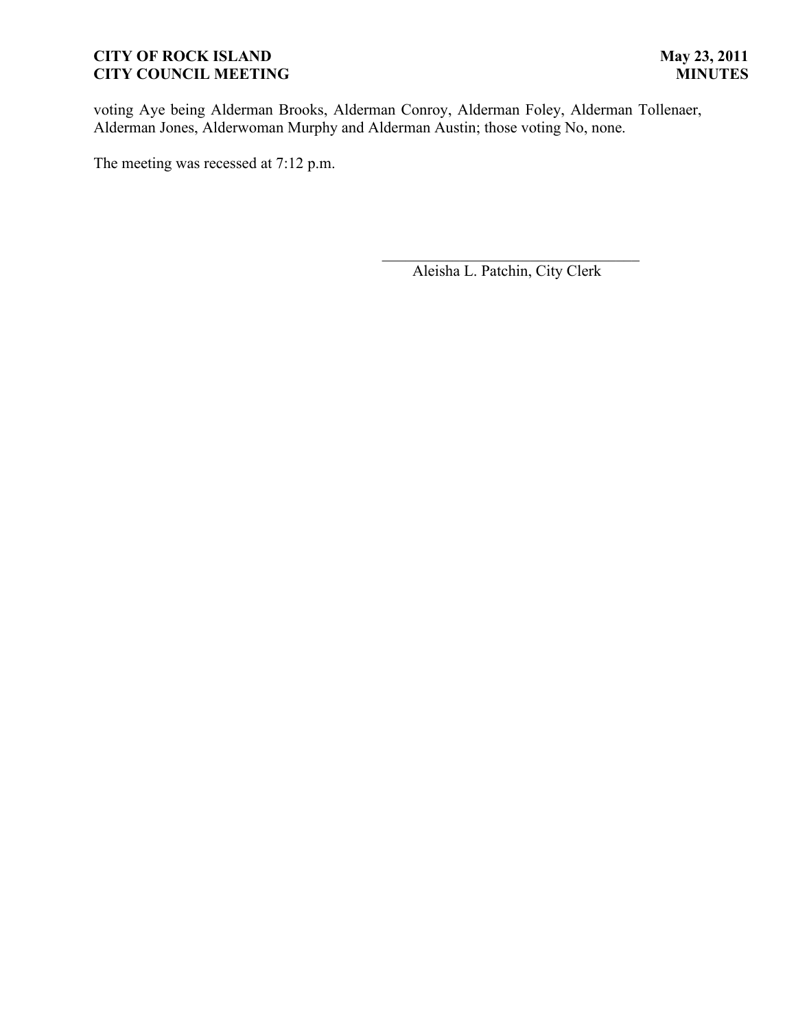voting Aye being Alderman Brooks, Alderman Conroy, Alderman Foley, Alderman Tollenaer, Alderman Jones, Alderwoman Murphy and Alderman Austin; those voting No, none.

The meeting was recessed at 7:12 p.m.

\_\_\_\_\_\_\_\_\_\_\_\_\_\_\_\_\_\_\_\_\_\_\_\_\_\_\_\_\_\_\_\_\_\_\_

Aleisha L. Patchin, City Clerk